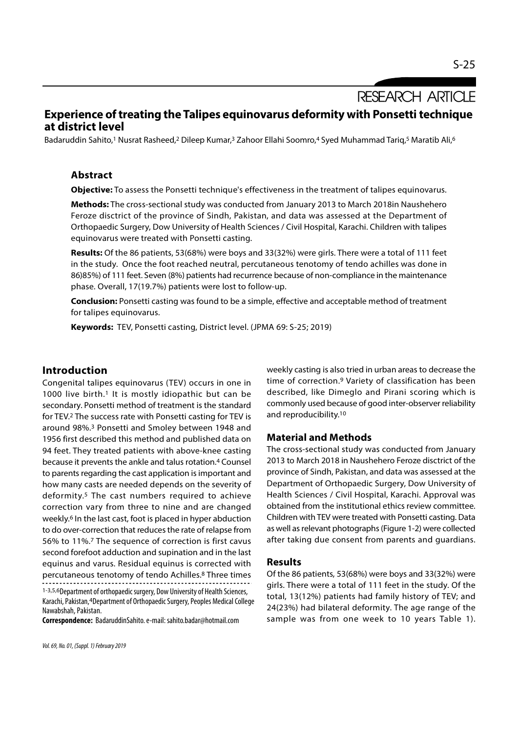RESEARCH ARTICLE

# Experience of treating the Talipes equinovarus deformity with Ponsetti technique at district level

Badaruddin Sahito,[1] Nusrat Rasheed,[2] Dileep Kumar,[3] Zahoor Ellahi Soomro,[4] Syed Muhammad Tariq,[5] Maratib Ali,[6]

## Abstract

**Objective:** To assess the Ponsetti technique's effectiveness in the treatment of talipes equinovarus.

**Methods:** The cross-sectional study was conducted from January 2013 to March 2018in Naushehero Feroze disctrict of the province of Sindh, Pakistan, and data was assessed at the Department of Orthopaedic Surgery, Dow University of Health Sciences / Civil Hospital, Karachi. Children with talipes equinovarus were treated with Ponsetti casting.

**Results:** Of the 86 patients, 53(68%) were boys and 33(32%) were girls. There were a total of 111 feet in the study. Once the foot reached neutral, percutaneous tenotomy of tendo achilles was done in 86)85%) of 111 feet. Seven (8%) patients had recurrence because of non-compliance in the maintenance phase. Overall, 17(19.7%) patients were lost to follow-up.

**Conclusion:** Ponsetti casting was found to be a simple, effective and acceptable method of treatment for talipes equinovarus.

**Keywords:** TEV, Ponsetti casting, District level. (JPMA 69: S-25; 2019)

## Introduction

Congenital talipes equinovarus (TEV) occurs in one in 1000 live birth.[1] It is mostly idiopathic but can be secondary. Ponsetti method of treatment is the standard for TEV.[2] The success rate with Ponsetti casting for TEV is around 98%.[3] Ponsetti and Smoley between 1948 and 1956 first described this method and published data on 94 feet. They treated patients with above-knee casting because it prevents the ankle and talus rotation.[4] Counsel to parents regarding the cast application is important and how many casts are needed depends on the severity of deformity.[5] The cast numbers required to achieve correction vary from three to nine and are changed weekly.[6] In the last cast, foot is placed in hyper abduction to do over-correction that reduces the rate of relapse from 56% to 11%.[7] The sequence of correction is first cavus second forefoot adduction and supination and in the last equinus and varus. Residual equinus is corrected with percutaneous tenotomy of tendo Achilles.[8] Three times weekly casting is also tried in urban areas to decrease the time of correction.[9] Variety of classification has been described, like Dimeglo and Pirani scoring which is commonly used because of good inter-observer reliability and reproducibility.[10]

[1-3,5,6]Department of orthopaedic surgery, Dow University of Health Sciences, Karachi, Pakistan,[4]Department of Orthopaedic Surgery, Peoples Medical College Nawabshah, Pakistan.

**Correspondence:** BadaruddinSahito. e-mail: sahito.badar@hotmail.com

## Material and Methods

The cross-sectional study was conducted from January 2013 to March 2018 in Naushehero Feroze disctrict of the province of Sindh, Pakistan, and data was assessed at the Department of Orthopaedic Surgery, Dow University of Health Sciences / Civil Hospital, Karachi. Approval was obtained from the institutional ethics review committee. Children with TEV were treated with Ponsetti casting. Data as well as relevant photographs (Figure 1-2) were collected after taking due consent from parents and guardians.

## Results

Of the 86 patients, 53(68%) were boys and 33(32%) were girls. There were a total of 111 feet in the study. Of the total, 13(12%) patients had family history of TEV; and 24(23%) had bilateral deformity. The age range of the sample was from one week to 10 years Table 1).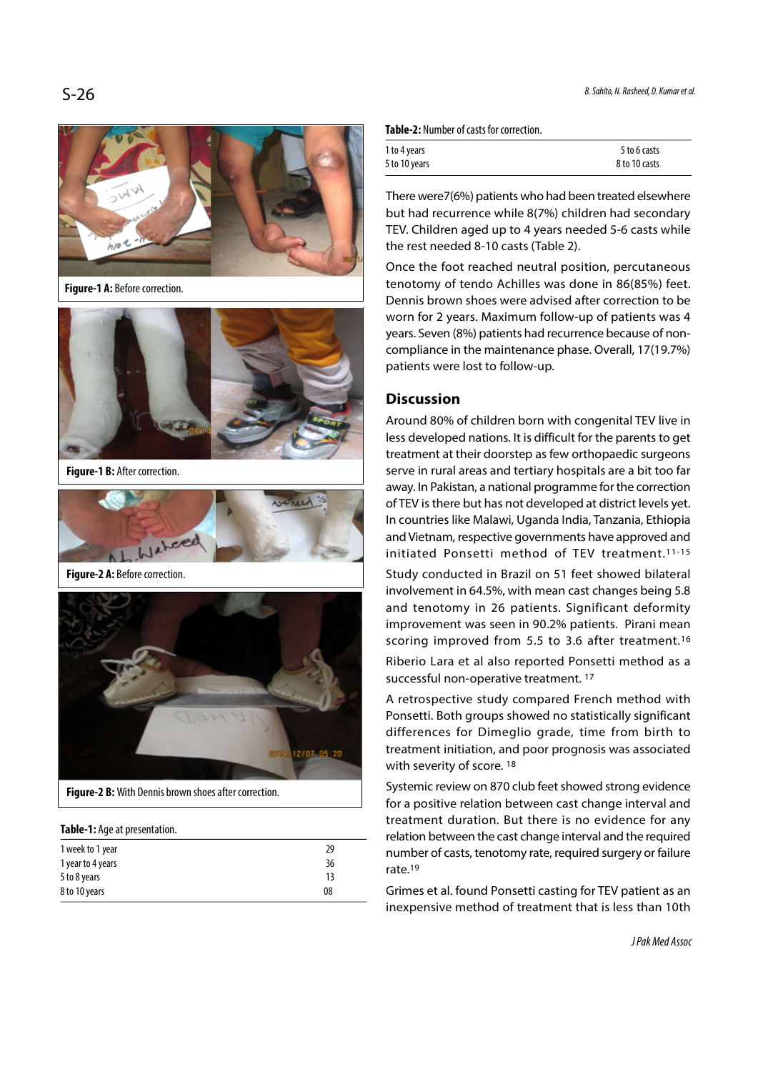Figure-1 A: Before correction.

Figure-1 B: After correction.

Figure-2 A: Before correction.

Figure-2 B: With Dennis brown shoes after correction.

**Table-1:** Age at presentation.

| | |
|---|---|
| 1 week to 1 year | 29 |
| 1 year to 4 years | 36 |
| 5 to 8 years | 13 |
| 8 to 10 years | 08 |

**Table-2:** Number of casts for correction.

| | |
|---|---|
| 1 to 4 years | 5 to 6 casts |
| 5 to 10 years | 8 to 10 casts |

There were7(6%) patients who had been treated elsewhere but had recurrence while 8(7%) children had secondary TEV. Children aged up to 4 years needed 5-6 casts while the rest needed 8-10 casts (Table 2).

Once the foot reached neutral position, percutaneous tenotomy of tendo Achilles was done in 86(85%) feet. Dennis brown shoes were advised after correction to be worn for 2 years. Maximum follow-up of patients was 4 years. Seven (8%) patients had recurrence because of non-compliance in the maintenance phase. Overall, 17(19.7%) patients were lost to follow-up.

## Discussion

Around 80% of children born with congenital TEV live in less developed nations. It is difficult for the parents to get treatment at their doorstep as few orthopaedic surgeons serve in rural areas and tertiary hospitals are a bit too far away. In Pakistan, a national programme for the correction of TEV is there but has not developed at district levels yet. In countries like Malawi, Uganda India, Tanzania, Ethiopia and Vietnam, respective governments have approved and initiated Ponsetti method of TEV treatment.[11-15]

Study conducted in Brazil on 51 feet showed bilateral involvement in 64.5%, with mean cast changes being 5.8 and tenotomy in 26 patients. Significant deformity improvement was seen in 90.2% patients. Pirani mean scoring improved from 5.5 to 3.6 after treatment.[16]

Riberio Lara et al also reported Ponsetti method as a successful non-operative treatment. [17]

A retrospective study compared French method with Ponsetti. Both groups showed no statistically significant differences for Dimeglio grade, time from birth to treatment initiation, and poor prognosis was associated with severity of score. [18]

Systemic review on 870 club feet showed strong evidence for a positive relation between cast change interval and treatment duration. But there is no evidence for any relation between the cast change interval and the required number of casts, tenotomy rate, required surgery or failure rate.[19]

Grimes et al. found Ponsetti casting for TEV patient as an inexpensive method of treatment that is less than 10th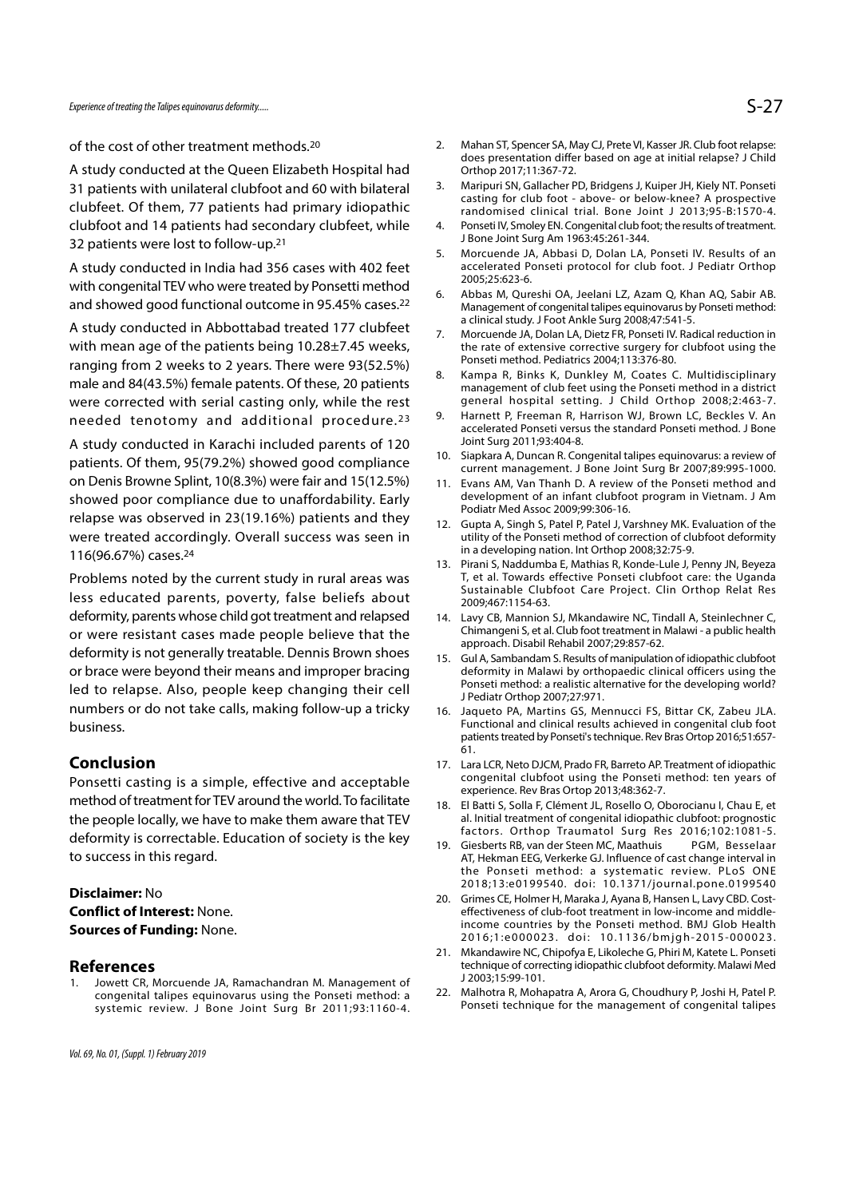of the cost of other treatment methods.[20]

A study conducted at the Queen Elizabeth Hospital had 31 patients with unilateral clubfoot and 60 with bilateral clubfeet. Of them, 77 patients had primary idiopathic clubfoot and 14 patients had secondary clubfeet, while 32 patients were lost to follow-up.[21]

A study conducted in India had 356 cases with 402 feet with congenital TEV who were treated by Ponsetti method and showed good functional outcome in 95.45% cases.[22]

A study conducted in Abbottabad treated 177 clubfeet with mean age of the patients being 10.28±7.45 weeks, ranging from 2 weeks to 2 years. There were 93(52.5%) male and 84(43.5%) female patents. Of these, 20 patients were corrected with serial casting only, while the rest needed tenotomy and additional procedure.[23]

A study conducted in Karachi included parents of 120 patients. Of them, 95(79.2%) showed good compliance on Denis Browne Splint, 10(8.3%) were fair and 15(12.5%) showed poor compliance due to unaffordability. Early relapse was observed in 23(19.16%) patients and they were treated accordingly. Overall success was seen in 116(96.67%) cases.[24]

Problems noted by the current study in rural areas was less educated parents, poverty, false beliefs about deformity, parents whose child got treatment and relapsed or were resistant cases made people believe that the deformity is not generally treatable. Dennis Brown shoes or brace were beyond their means and improper bracing led to relapse. Also, people keep changing their cell numbers or do not take calls, making follow-up a tricky business.

## Conclusion

Ponsetti casting is a simple, effective and acceptable method of treatment for TEV around the world. To facilitate the people locally, we have to make them aware that TEV deformity is correctable. Education of society is the key to success in this regard.

**Disclaimer:** No

**Conflict of Interest:** None.

**Sources of Funding:** None.

## References

1. Jowett CR, Morcuende JA, Ramachandran M. Management of congenital talipes equinovarus using the Ponseti method: a systemic review. J Bone Joint Surg Br 2011;93:1160-4.
2. Mahan ST, Spencer SA, May CJ, Prete VI, Kasser JR. Club foot relapse: does presentation differ based on age at initial relapse? J Child Orthop 2017;11:367-72.
3. Maripuri SN, Gallacher PD, Bridgens J, Kuiper JH, Kiely NT. Ponseti casting for club foot - above- or below-knee? A prospective randomised clinical trial. Bone Joint J 2013;95-B:1570-4.
4. Ponseti IV, Smoley EN. Congenital club foot; the results of treatment. J Bone Joint Surg Am 1963:45:261-344.
5. Morcuende JA, Abbasi D, Dolan LA, Ponseti IV. Results of an accelerated Ponseti protocol for club foot. J Pediatr Orthop 2005;25:623-6.
6. Abbas M, Qureshi OA, Jeelani LZ, Azam Q, Khan AQ, Sabir AB. Management of congenital talipes equinovarus by Ponseti method: a clinical study. J Foot Ankle Surg 2008;47:541-5.
7. Morcuende JA, Dolan LA, Dietz FR, Ponseti IV. Radical reduction in the rate of extensive corrective surgery for clubfoot using the Ponseti method. Pediatrics 2004;113:376-80.
8. Kampa R, Binks K, Dunkley M, Coates C. Multidisciplinary management of club feet using the Ponseti method in a district general hospital setting. J Child Orthop 2008;2:463-7.
9. Harnett P, Freeman R, Harrison WJ, Brown LC, Beckles V. An accelerated Ponseti versus the standard Ponseti method. J Bone Joint Surg 2011;93:404-8.
10. Siapkara A, Duncan R. Congenital talipes equinovarus: a review of current management. J Bone Joint Surg Br 2007;89:995-1000.
11. Evans AM, Van Thanh D. A review of the Ponseti method and development of an infant clubfoot program in Vietnam. J Am Podiatr Med Assoc 2009;99:306-16.
12. Gupta A, Singh S, Patel P, Patel J, Varshney MK. Evaluation of the utility of the Ponseti method of correction of clubfoot deformity in a developing nation. Int Orthop 2008;32:75-9.
13. Pirani S, Naddumba E, Mathias R, Konde-Lule J, Penny JN, Beyeza T, et al. Towards effective Ponseti clubfoot care: the Uganda Sustainable Clubfoot Care Project. Clin Orthop Relat Res 2009;467:1154-63.
14. Lavy CB, Mannion SJ, Mkandawire NC, Tindall A, Steinlechner C, Chimangeni S, et al. Club foot treatment in Malawi - a public health approach. Disabil Rehabil 2007;29:857-62.
15. Gul A, Sambandam S. Results of manipulation of idiopathic clubfoot deformity in Malawi by orthopaedic clinical officers using the Ponseti method: a realistic alternative for the developing world? J Pediatr Orthop 2007;27:971.
16. Jaqueto PA, Martins GS, Mennucci FS, Bittar CK, Zabeu JLA. Functional and clinical results achieved in congenital club foot patients treated by Ponseti's technique. Rev Bras Ortop 2016;51:657-61.
17. Lara LCR, Neto DJCM, Prado FR, Barreto AP. Treatment of idiopathic congenital clubfoot using the Ponseti method: ten years of experience. Rev Bras Ortop 2013;48:362-7.
18. El Batti S, Solla F, Clément JL, Rosello O, Oborocianu I, Chau E, et al. Initial treatment of congenital idiopathic clubfoot: prognostic factors. Orthop Traumatol Surg Res 2016;102:1081-5.
19. Giesberts RB, van der Steen MC, Maathuis PGM, Besselaar AT, Hekman EEG, Verkerke GJ. Influence of cast change interval in the Ponseti method: a systematic review. PLoS ONE 2018;13:e0199540. doi: 10.1371/journal.pone.0199540
20. Grimes CE, Holmer H, Maraka J, Ayana B, Hansen L, Lavy CBD. Cost-effectiveness of club-foot treatment in low-income and middle-income countries by the Ponseti method. BMJ Glob Health 2016;1:e000023. doi: 10.1136/bmjgh-2015-000023.
21. Mkandawire NC, Chipofya E, Likoleche G, Phiri M, Katete L. Ponseti technique of correcting idiopathic clubfoot deformity. Malawi Med J 2003;15:99-101.
22. Malhotra R, Mohapatra A, Arora G, Choudhury P, Joshi H, Patel P. Ponseti technique for the management of congenital talipes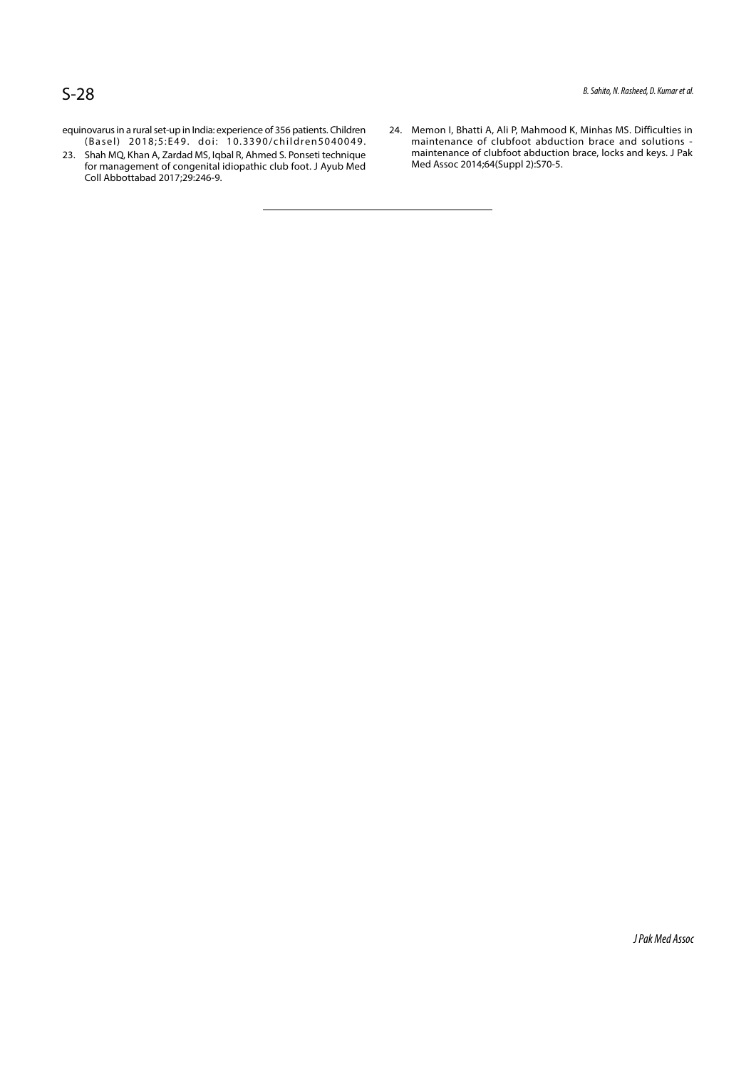equinovarus in a rural set-up in India: experience of 356 patients. Children (Basel) 2018;5:E49. doi: 10.3390/children5040049.

23. Shah MQ, Khan A, Zardad MS, Iqbal R, Ahmed S. Ponseti technique for management of congenital idiopathic club foot. J Ayub Med Coll Abbottabad 2017;29:246-9.

24. Memon I, Bhatti A, Ali P, Mahmood K, Minhas MS. Difficulties in maintenance of clubfoot abduction brace and solutions - maintenance of clubfoot abduction brace, locks and keys. J Pak Med Assoc 2014;64(Suppl 2):S70-5.